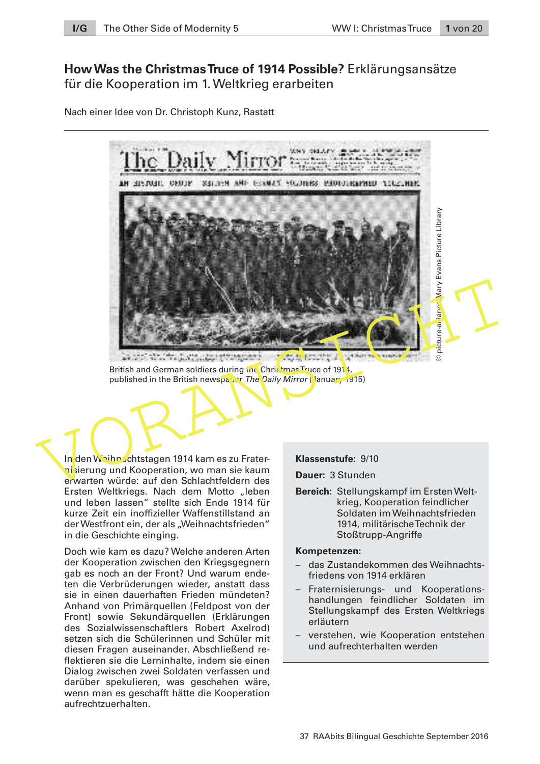# How Was the Christmas Truce of 1914 Possible? Erklärungsansätze für die Kooperation im 1. Weltkrieg erarbeiten

Nach einer Idee von Dr. Christoph Kunz, Rastatt

British and German soldiers during the Christmas Truce of 1914, published in the British newspaper *The Daily Mirror* (January 1915)

© picture-alliance/Mary Evans Picture Library

In den Weihnachtstagen 1914 kam es zu Fraternisierung und Kooperation, wo man sie kaum erwarten würde: auf den Schlachtfeldern des Ersten Weltkriegs. Nach dem Motto „leben und leben lassen" stellte sich Ende 1914 für kurze Zeit ein inoffizieller Waffenstillstand an der Westfront ein, der als „Weihnachtsfrieden" in die Geschichte einging.

Doch wie kam es dazu? Welche anderen Arten der Kooperation zwischen den Kriegsgegnern gab es noch an der Front? Und warum endeten die Verbrüderungen wieder, anstatt dass sie in einen dauerhaften Frieden mündeten? Anhand von Primärquellen (Feldpost von der Front) sowie Sekundärquellen (Erklärungen des Sozialwissenschaftlers Robert Axelrod) setzen sich die Schülerinnen und Schüler mit diesen Fragen auseinander. Abschließend reflektieren sie die Lerninhalte, indem sie einen Dialog zwischen zwei Soldaten verfassen und darüber spekulieren, was geschehen wäre, wenn man es geschafft hätte die Kooperation aufrechtzuerhalten.

**Klassenstufe:** 9/10

**Dauer:** 3 Stunden

**Bereich:** Stellungskampf im Ersten Weltkrieg, Kooperation feindlicher Soldaten im Weihnachtsfrieden 1914, militärische Technik der Stoßtrupp-Angriffe

**Kompetenzen:**

- das Zustandekommen des Weihnachtsfriedens von 1914 erklären
- Fraternisierungs- und Kooperationshandlungen feindlicher Soldaten im Stellungskampf des Ersten Weltkriegs erläutern
- verstehen, wie Kooperation entstehen und aufrechterhalten werden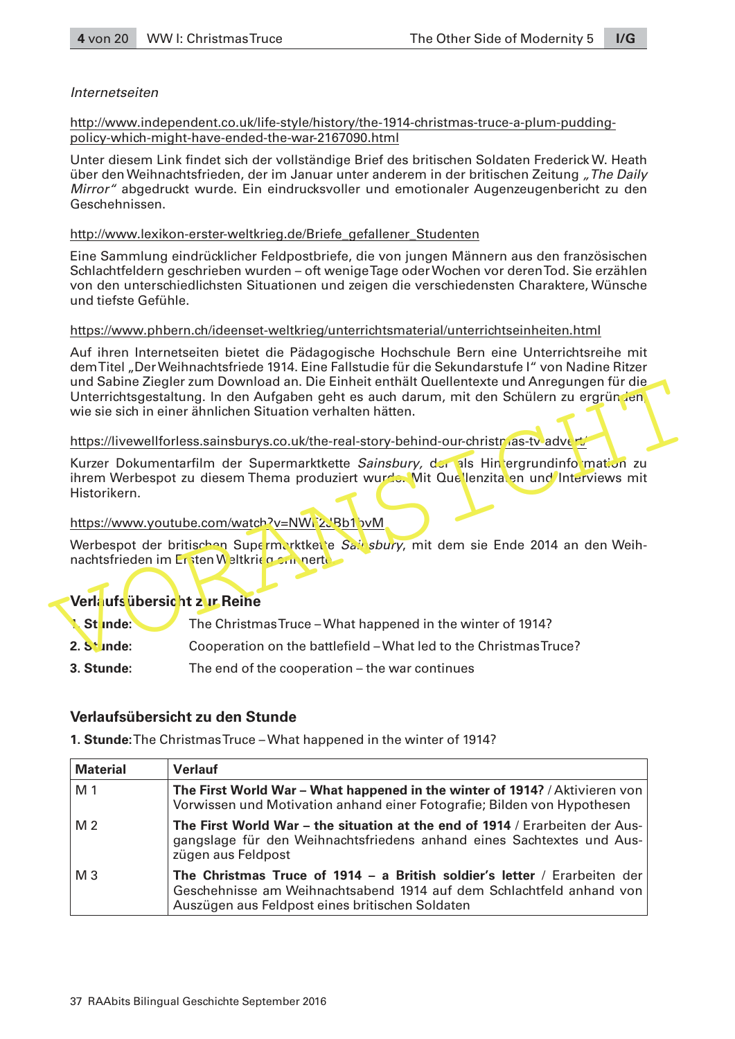*Internetseiten*

http://www.independent.co.uk/life-style/history/the-1914-christmas-truce-a-plum-pudding-policy-which-might-have-ended-the-war-2167090.html

Unter diesem Link findet sich der vollständige Brief des britischen Soldaten Frederick W. Heath über den Weihnachtsfrieden, der im Januar unter anderem in der britischen Zeitung *„The Daily Mirror"* abgedruckt wurde. Ein eindrucksvoller und emotionaler Augenzeugenbericht zu den Geschehnissen.

http://www.lexikon-erster-weltkrieg.de/Briefe_gefallener_Studenten

Eine Sammlung eindrücklicher Feldpostbriefe, die von jungen Männern aus den französischen Schlachtfeldern geschrieben wurden – oft wenige Tage oder Wochen vor deren Tod. Sie erzählen von den unterschiedlichsten Situationen und zeigen die verschiedensten Charaktere, Wünsche und tiefste Gefühle.

https://www.phbern.ch/ideenset-weltkrieg/unterrichtsmaterial/unterrichtseinheiten.html

Auf ihren Internetseiten bietet die Pädagogische Hochschule Bern eine Unterrichtsreihe mit dem Titel „Der Weihnachtsfriede 1914. Eine Fallstudie für die Sekundarstufe I" von Nadine Ritzer und Sabine Ziegler zum Download an. Die Einheit enthält Quellentexte und Anregungen für die Unterrichtsgestaltung. In den Aufgaben geht es auch darum, mit den Schülern zu ergründen, wie sie sich in einer ähnlichen Situation verhalten hätten.

https://livewellforless.sainsburys.co.uk/the-real-story-behind-our-christmas-tv-advert/

Kurzer Dokumentarfilm der Supermarktkette *Sainsbury*, der als Hintergrundinformation zu ihrem Werbespot zu diesem Thema produziert wurde. Mit Quellenzitaten und Interviews mit Historikern.

https://www.youtube.com/watch?v=NWF2JBb1bvM

Werbespot der britischen Supermarktkette *Sainsbury*, mit dem sie Ende 2014 an den Weihnachtsfrieden im Ersten Weltkrieg erinnerte.

## Verlaufsübersicht zur Reihe

**1. Stunde:** The Christmas Truce – What happened in the winter of 1914?

**2. Stunde:** Cooperation on the battlefield – What led to the Christmas Truce?

**3. Stunde:** The end of the cooperation – the war continues

## Verlaufsübersicht zu den Stunde

**1. Stunde:** The Christmas Truce – What happened in the winter of 1914?

| Material | Verlauf |
|---|---|
| M 1 | **The First World War – What happened in the winter of 1914?** / Aktivieren von Vorwissen und Motivation anhand einer Fotografie; Bilden von Hypothesen |
| M 2 | **The First World War – the situation at the end of 1914** / Erarbeiten der Ausgangslage für den Weihnachtsfriedens anhand eines Sachtextes und Auszügen aus Feldpost |
| M 3 | **The Christmas Truce of 1914 – a British soldier's letter** / Erarbeiten der Geschehnisse am Weihnachtsabend 1914 auf dem Schlachtfeld anhand von Auszügen aus Feldpost eines britischen Soldaten |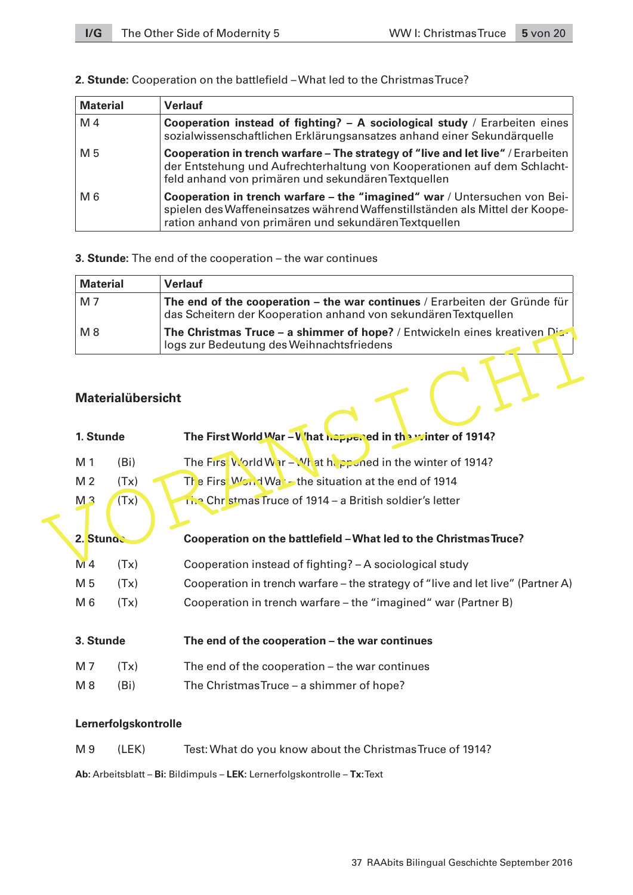**2. Stunde:** Cooperation on the battlefield – What led to the Christmas Truce?

| Material | Verlauf |
|---|---|
| M 4 | **Cooperation instead of fighting? – A sociological study** / Erarbeiten eines sozialwissenschaftlichen Erklärungsansatzes anhand einer Sekundärquelle |
| M 5 | **Cooperation in trench warfare – The strategy of "live and let live"** / Erarbeiten der Entstehung und Aufrechterhaltung von Kooperationen auf dem Schlachtfeld anhand von primären und sekundären Textquellen |
| M 6 | **Cooperation in trench warfare – the "imagined" war** / Untersuchen von Beispielen des Waffeneinsatzes während Waffenstillständen als Mittel der Kooperation anhand von primären und sekundären Textquellen |

**3. Stunde:** The end of the cooperation – the war continues

| Material | Verlauf |
|---|---|
| M 7 | **The end of the cooperation – the war continues** / Erarbeiten der Gründe für das Scheitern der Kooperation anhand von sekundären Textquellen |
| M 8 | **The Christmas Truce – a shimmer of hope?** / Entwickeln eines kreativen Dialogs zur Bedeutung des Weihnachtsfriedens |

## Materialübersicht

| | | |
|---|---|---|
| **1. Stunde** | | **The First World War – What happened in the winter of 1914?** |
| M 1 | (Bi) | The First World War – What happened in the winter of 1914? |
| M 2 | (Tx) | The First World War – the situation at the end of 1914 |
| M 3 | (Tx) | The Christmas Truce of 1914 – a British soldier's letter |
| **2. Stunde** | | **Cooperation on the battlefield – What led to the Christmas Truce?** |
| M 4 | (Tx) | Cooperation instead of fighting? – A sociological study |
| M 5 | (Tx) | Cooperation in trench warfare – the strategy of "live and let live" (Partner A) |
| M 6 | (Tx) | Cooperation in trench warfare – the "imagined" war (Partner B) |
| **3. Stunde** | | **The end of the cooperation – the war continues** |
| M 7 | (Tx) | The end of the cooperation – the war continues |
| M 8 | (Bi) | The Christmas Truce – a shimmer of hope? |

**Lernerfolgskontrolle**

M 9 (LEK) Test: What do you know about the Christmas Truce of 1914?

**Ab:** Arbeitsblatt – **Bi:** Bildimpuls – **LEK:** Lernerfolgskontrolle – **Tx:** Text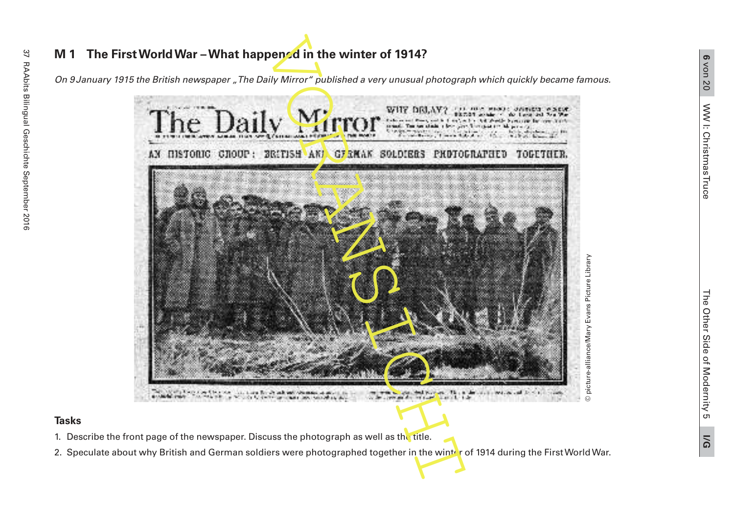## M 1 The First World War – What happened in the winter of 1914?

*On 9 January 1915 the British newspaper „The Daily Mirror" published a very unusual photograph which quickly became famous.*

© picture-alliance/Mary Evans Picture Library

### Tasks

1. Describe the front page of the newspaper. Discuss the photograph as well as the title.
2. Speculate about why British and German soldiers were photographed together in the winter of 1914 during the First World War.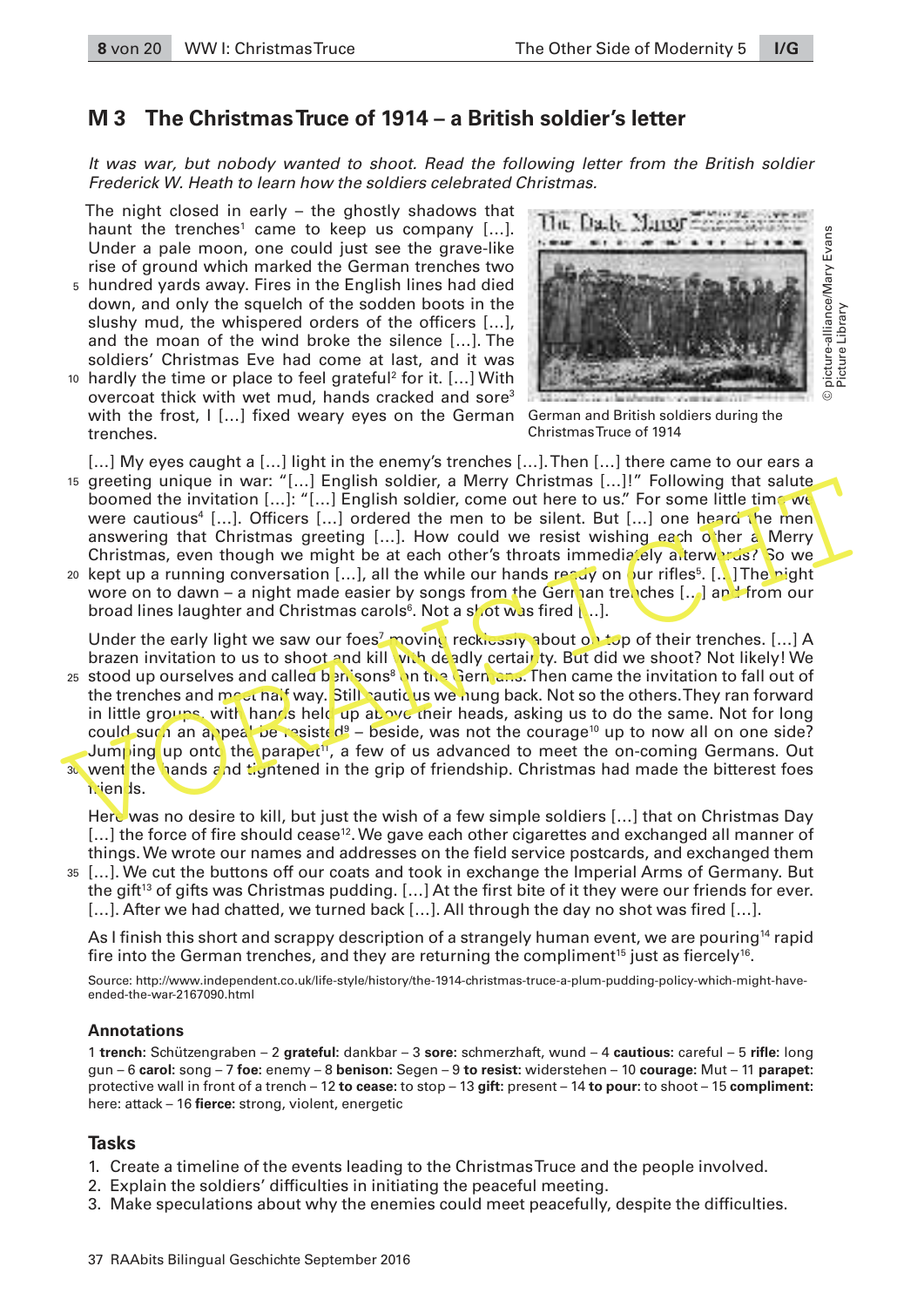## M 3 The Christmas Truce of 1914 – a British soldier's letter

*It was war, but nobody wanted to shoot. Read the following letter from the British soldier Frederick W. Heath to learn how the soldiers celebrated Christmas.*

The night closed in early – the ghostly shadows that haunt the trenches[1] came to keep us company […]. Under a pale moon, one could just see the grave-like rise of ground which marked the German trenches two hundred yards away. Fires in the English lines had died down, and only the squelch of the sodden boots in the slushy mud, the whispered orders of the officers […], and the moan of the wind broke the silence […]. The soldiers' Christmas Eve had come at last, and it was hardly the time or place to feel grateful[2] for it. […] With overcoat thick with wet mud, hands cracked and sore[3] with the frost, I […] fixed weary eyes on the German trenches.

German and British soldiers during the Christmas Truce of 1914

© picture-alliance/Mary Evans Picture Library

[…] My eyes caught a […] light in the enemy's trenches […]. Then […] there came to our ears a greeting unique in war: "[…] English soldier, a Merry Christmas […]!" Following that salute boomed the invitation […]: "[…] English soldier, come out here to us." For some little time we were cautious[4] […]. Officers […] ordered the men to be silent. But […] one heard the men answering that Christmas greeting […]. How could we resist wishing each other a Merry Christmas, even though we might be at each other's throats immediately afterwards? So we kept up a running conversation […], all the while our hands ready on our rifles[5]. […] The night wore on to dawn – a night made easier by songs from the German trenches […] and from our broad lines laughter and Christmas carols[6]. Not a shot was fired […].

Under the early light we saw our foes[7] moving recklessly about on top of their trenches. […] A brazen invitation to us to shoot and kill with deadly certainty. But did we shoot? Not likely! We stood up ourselves and called benisons[8] on the Germans. Then came the invitation to fall out of the trenches and meet half way. Still cautious we hung back. Not so the others. They ran forward in little groups, with hands held up above their heads, asking us to do the same. Not for long could such an appeal be resisted[9] – beside, was not the courage[10] up to now all on one side? Jumping up onto the parapet[11], a few of us advanced to meet the on-coming Germans. Out went the hands and tightened in the grip of friendship. Christmas had made the bitterest foes friends.

Here was no desire to kill, but just the wish of a few simple soldiers […] that on Christmas Day […] the force of fire should cease[12]. We gave each other cigarettes and exchanged all manner of things. We wrote our names and addresses on the field service postcards, and exchanged them […]. We cut the buttons off our coats and took in exchange the Imperial Arms of Germany. But the gift[13] of gifts was Christmas pudding. […] At the first bite of it they were our friends for ever. […]. After we had chatted, we turned back […]. All through the day no shot was fired […].

As I finish this short and scrappy description of a strangely human event, we are pouring[14] rapid fire into the German trenches, and they are returning the compliment[15] just as fiercely[16].

Source: http://www.independent.co.uk/life-style/history/the-1914-christmas-truce-a-plum-pudding-policy-which-might-have-ended-the-war-2167090.html

### Annotations

1 **trench**: Schützengraben – 2 **grateful**: dankbar – 3 **sore**: schmerzhaft, wund – 4 **cautious**: careful – 5 **rifle**: long gun – 6 **carol**: song – 7 **foe**: enemy – 8 **benison**: Segen – 9 **to resist**: widerstehen – 10 **courage**: Mut – 11 **parapet**: protective wall in front of a trench – 12 **to cease**: to stop – 13 **gift**: present – 14 **to pour**: to shoot – 15 **compliment**: here: attack – 16 **fierce**: strong, violent, energetic

### Tasks

1. Create a timeline of the events leading to the Christmas Truce and the people involved.
2. Explain the soldiers' difficulties in initiating the peaceful meeting.
3. Make speculations about why the enemies could meet peacefully, despite the difficulties.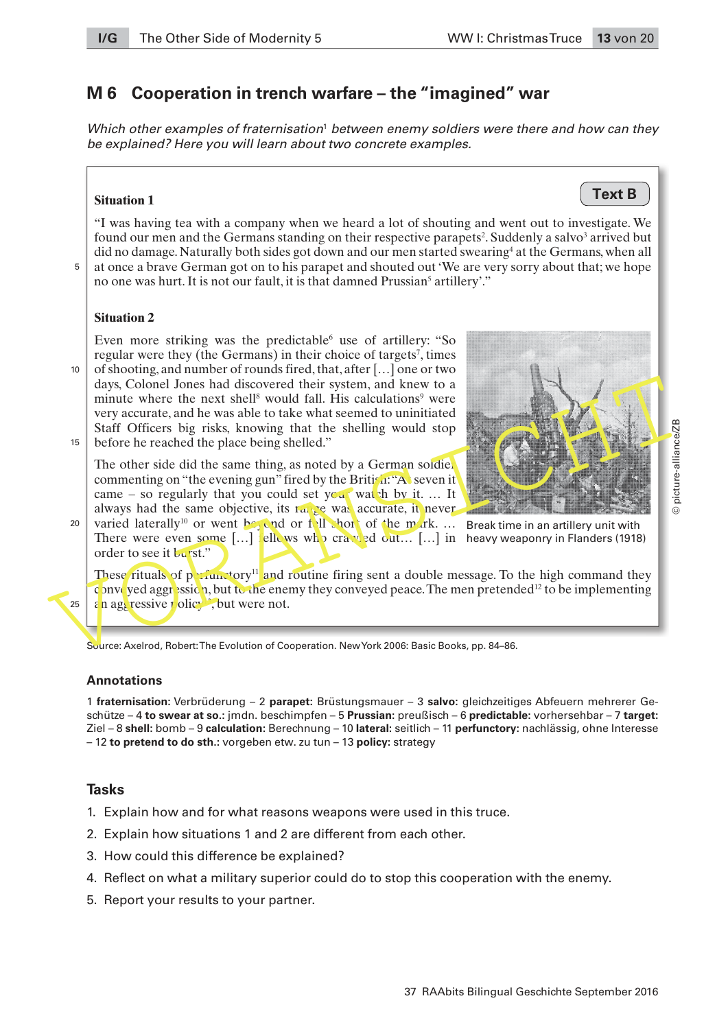## M 6 Cooperation in trench warfare – the "imagined" war

*Which other examples of fraternisation[1] between enemy soldiers were there and how can they be explained? Here you will learn about two concrete examples.*

**Text B**

**Situation 1**

"I was having tea with a company when we heard a lot of shouting and went out to investigate. We found our men and the Germans standing on their respective parapets[2]. Suddenly a salvo[3] arrived but did no damage. Naturally both sides got down and our men started swearing[4] at the Germans, when all at once a brave German got on to his parapet and shouted out 'We are very sorry about that; we hope no one was hurt. It is not our fault, it is that damned Prussian[5] artillery'."

**Situation 2**

Even more striking was the predictable[6] use of artillery: "So regular were they (the Germans) in their choice of targets[7], times of shooting, and number of rounds fired, that, after […] one or two days, Colonel Jones had discovered their system, and knew to a minute where the next shell[8] would fall. His calculations[9] were very accurate, and he was able to take what seemed to uninitiated Staff Officers big risks, knowing that the shelling would stop before he reached the place being shelled."

The other side did the same thing, as noted by a German soldier commenting on "the evening gun" fired by the British: "At seven it came – so regularly that you could set your watch by it. … It always had the same objective, its range was accurate, it never varied laterally[10] or went beyond or fell short of the mark. … There were even some […] fellows who crawled out… […] in order to see it burst."

Break time in an artillery unit with heavy weaponry in Flanders (1918)

© picture-alliance/ZB

These rituals of perfunctory[11] and routine firing sent a double message. To the high command they conveyed aggression, but to the enemy they conveyed peace. The men pretended[12] to be implementing an aggressive policy[13], but were not.

Source: Axelrod, Robert: The Evolution of Cooperation. New York 2006: Basic Books, pp. 84–86.

### Annotations

1 **fraternisation:** Verbrüderung – 2 **parapet:** Brüstungsmauer – 3 **salvo:** gleichzeitiges Abfeuern mehrerer Geschütze – 4 **to swear at so.:** jmdn. beschimpfen – 5 **Prussian:** preußisch – 6 **predictable:** vorhersehbar – 7 **target:** Ziel – 8 **shell:** bomb – 9 **calculation:** Berechnung – 10 **lateral:** seitlich – 11 **perfunctory:** nachlässig, ohne Interesse – 12 **to pretend to do sth.:** vorgeben etw. zu tun – 13 **policy:** strategy

### Tasks

1. Explain how and for what reasons weapons were used in this truce.
2. Explain how situations 1 and 2 are different from each other.
3. How could this difference be explained?
4. Reflect on what a military superior could do to stop this cooperation with the enemy.
5. Report your results to your partner.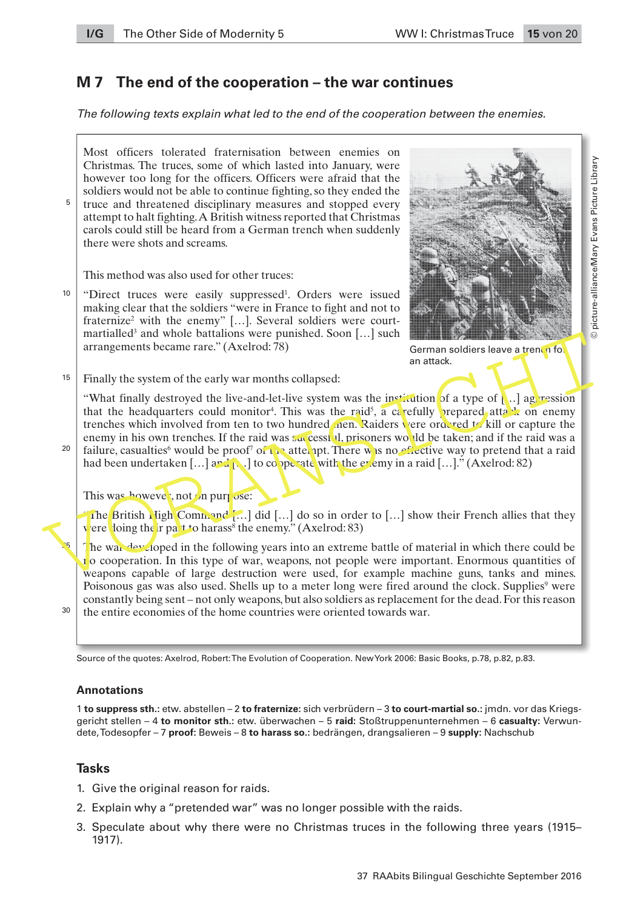## M 7 The end of the cooperation – the war continues

*The following texts explain what led to the end of the cooperation between the enemies.*

Most officers tolerated fraternisation between enemies on Christmas. The truces, some of which lasted into January, were however too long for the officers. Officers were afraid that the soldiers would not be able to continue fighting, so they ended the truce and threatened disciplinary measures and stopped every attempt to halt fighting. A British witness reported that Christmas carols could still be heard from a German trench when suddenly there were shots and screams.

This method was also used for other truces:

"Direct truces were easily suppressed[1]. Orders were issued making clear that the soldiers "were in France to fight and not to fraternize[2] with the enemy" […]. Several soldiers were court-martialled[3] and whole battalions were punished. Soon […] such arrangements became rare." (Axelrod: 78)

German soldiers leave a trench for an attack.

Finally the system of the early war months collapsed:

"What finally destroyed the live-and-let-live system was the institution of a type of […] aggression that the headquarters could monitor[4]. This was the raid[5], a carefully prepared attack on enemy trenches which involved from ten to two hundred men. Raiders were ordered to kill or capture the enemy in his own trenches. If the raid was successful, prisoners would be taken; and if the raid was a failure, casualties[6] would be proof[7] of the attempt. There was no effective way to pretend that a raid had been undertaken […] and […] to cooperate with the enemy in a raid […]." (Axelrod: 82)

This was, however, not on purpose:

"The British High Command […] did […] do so in order to […] show their French allies that they were doing their part to harass[8] the enemy." (Axelrod: 83)

The war developed in the following years into an extreme battle of material in which there could be no cooperation. In this type of war, weapons, not people were important. Enormous quantities of weapons capable of large destruction were used, for example machine guns, tanks and mines. Poisonous gas was also used. Shells up to a meter long were fired around the clock. Supplies[9] were constantly being sent – not only weapons, but also soldiers as replacement for the dead. For this reason the entire economies of the home countries were oriented towards war.

Source of the quotes: Axelrod, Robert: The Evolution of Cooperation. New York 2006: Basic Books, p.78, p.82, p.83.

### Annotations

1 **to suppress sth.**: etw. abstellen – 2 **to fraternize:** sich verbrüdern – 3 **to court-martial so.**: jmdn. vor das Kriegsgericht stellen – 4 **to monitor sth.**: etw. überwachen – 5 **raid:** Stoßtruppenunternehmen – 6 **casualty:** Verwundete, Todesopfer – 7 **proof:** Beweis – 8 **to harass so.**: bedrängen, drangsalieren – 9 **supply:** Nachschub

### Tasks

1. Give the original reason for raids.
2. Explain why a "pretended war" was no longer possible with the raids.
3. Speculate about why there were no Christmas truces in the following three years (1915–1917).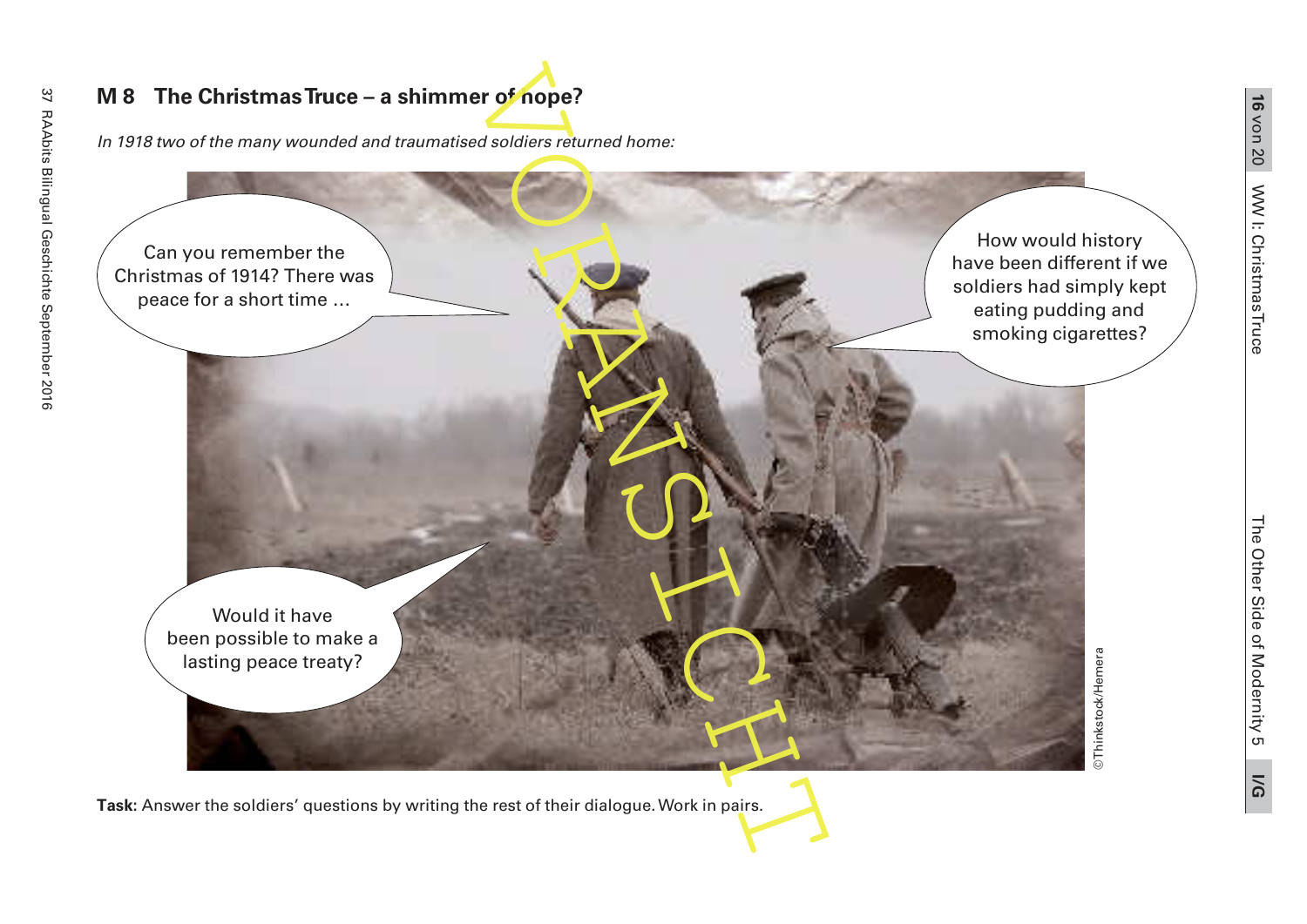## M 8 The Christmas Truce – a shimmer of hope?

*In 1918 two of the many wounded and traumatised soldiers returned home:*

Can you remember the Christmas of 1914? There was peace for a short time …

How would history have been different if we soldiers had simply kept eating pudding and smoking cigarettes?

Would it have been possible to make a lasting peace treaty?

©Thinkstock/Hemera

**Task:** Answer the soldiers' questions by writing the rest of their dialogue. Work in pairs.